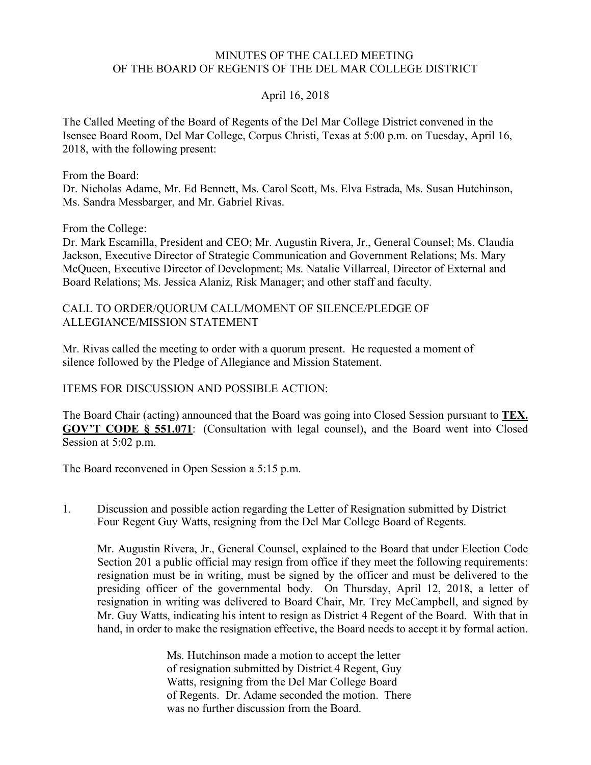# MINUTES OF THE CALLED MEETING OF THE BOARD OF REGENTS OF THE DEL MAR COLLEGE DISTRICT

April 16, 2018

The Called Meeting of the Board of Regents of the Del Mar College District convened in the Isensee Board Room, Del Mar College, Corpus Christi, Texas at 5:00 p.m. on Tuesday, April 16, 2018, with the following present:

From the Board:
Dr. Nicholas Adame, Mr. Ed Bennett, Ms. Carol Scott, Ms. Elva Estrada, Ms. Susan Hutchinson, Ms. Sandra Messbarger, and Mr. Gabriel Rivas.

From the College:
Dr. Mark Escamilla, President and CEO; Mr. Augustin Rivera, Jr., General Counsel; Ms. Claudia Jackson, Executive Director of Strategic Communication and Government Relations; Ms. Mary McQueen, Executive Director of Development; Ms. Natalie Villarreal, Director of External and Board Relations; Ms. Jessica Alaniz, Risk Manager; and other staff and faculty.

CALL TO ORDER/QUORUM CALL/MOMENT OF SILENCE/PLEDGE OF ALLEGIANCE/MISSION STATEMENT

Mr. Rivas called the meeting to order with a quorum present. He requested a moment of silence followed by the Pledge of Allegiance and Mission Statement.

ITEMS FOR DISCUSSION AND POSSIBLE ACTION:

The Board Chair (acting) announced that the Board was going into Closed Session pursuant to **TEX. GOV'T CODE § 551.071**: (Consultation with legal counsel), and the Board went into Closed Session at 5:02 p.m.

The Board reconvened in Open Session a 5:15 p.m.

1. Discussion and possible action regarding the Letter of Resignation submitted by District Four Regent Guy Watts, resigning from the Del Mar College Board of Regents.

   Mr. Augustin Rivera, Jr., General Counsel, explained to the Board that under Election Code Section 201 a public official may resign from office if they meet the following requirements: resignation must be in writing, must be signed by the officer and must be delivered to the presiding officer of the governmental body. On Thursday, April 12, 2018, a letter of resignation in writing was delivered to Board Chair, Mr. Trey McCampbell, and signed by Mr. Guy Watts, indicating his intent to resign as District 4 Regent of the Board. With that in hand, in order to make the resignation effective, the Board needs to accept it by formal action.

   > Ms. Hutchinson made a motion to accept the letter of resignation submitted by District 4 Regent, Guy Watts, resigning from the Del Mar College Board of Regents. Dr. Adame seconded the motion. There was no further discussion from the Board.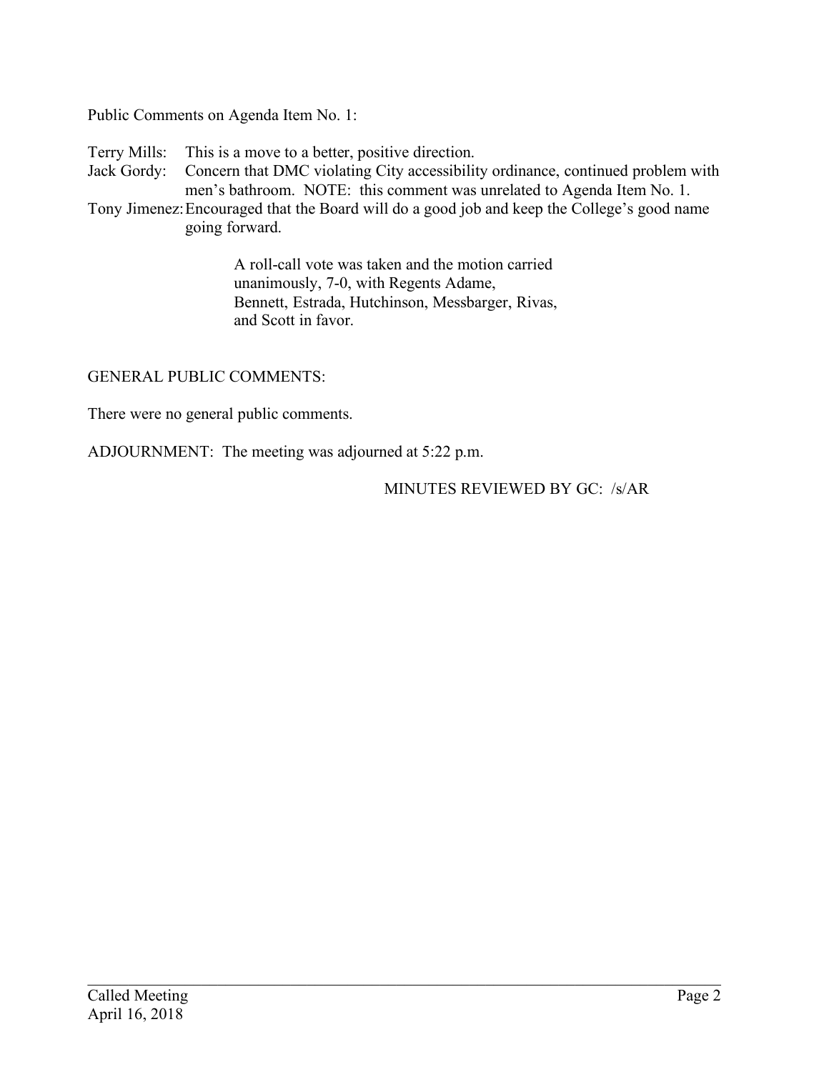Public Comments on Agenda Item No. 1:

Terry Mills: This is a move to a better, positive direction.

Jack Gordy: Concern that DMC violating City accessibility ordinance, continued problem with men's bathroom. NOTE: this comment was unrelated to Agenda Item No. 1.

Tony Jimenez: Encouraged that the Board will do a good job and keep the College's good name going forward.

A roll-call vote was taken and the motion carried unanimously, 7-0, with Regents Adame, Bennett, Estrada, Hutchinson, Messbarger, Rivas, and Scott in favor.

GENERAL PUBLIC COMMENTS:

There were no general public comments.

ADJOURNMENT: The meeting was adjourned at 5:22 p.m.

MINUTES REVIEWED BY GC: /s/AR